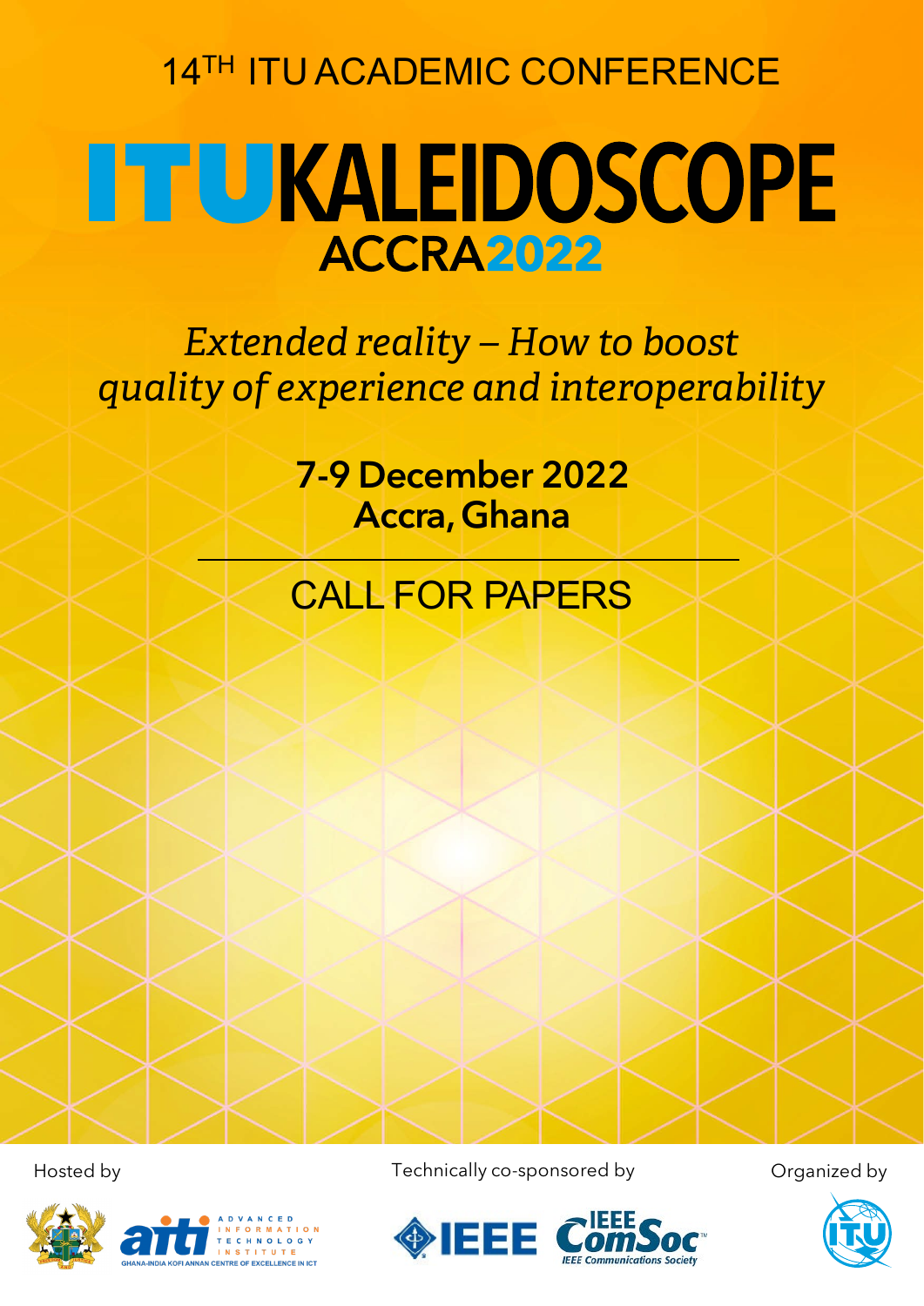14TH ITU ACADEMIC CONFERENCE

# ITU KALEIDOSCOPE ACCRA2022

*Extended reality – How to boost quality of experience and interoperability*

**7-9 December 2022**
**Accra, Ghana**

---

## CALL FOR PAPERS

Hosted by

ADVANCED INFORMATION TECHNOLOGY INSTITUTE
GHANA-INDIA KOFI ANNAN CENTRE OF EXCELLENCE IN ICT

Technically co-sponsored by

IEEE ComSoc IEEE Communications Society

Organized by

ITU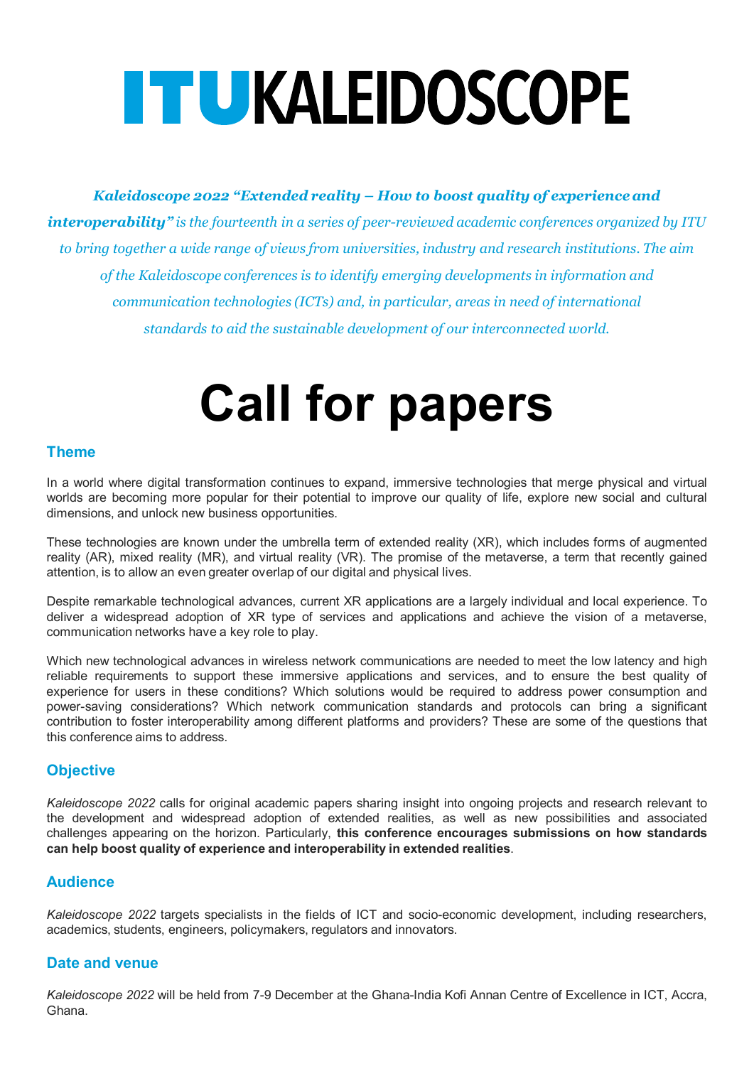# ITU KALEIDOSCOPE

***Kaleidoscope 2022 "Extended reality – How to boost quality of experience and interoperability"*** *is the fourteenth in a series of peer-reviewed academic conferences organized by ITU to bring together a wide range of views from universities, industry and research institutions. The aim of the Kaleidoscope conferences is to identify emerging developments in information and communication technologies (ICTs) and, in particular, areas in need of international standards to aid the sustainable development of our interconnected world.*

# Call for papers

## Theme

In a world where digital transformation continues to expand, immersive technologies that merge physical and virtual worlds are becoming more popular for their potential to improve our quality of life, explore new social and cultural dimensions, and unlock new business opportunities.

These technologies are known under the umbrella term of extended reality (XR), which includes forms of augmented reality (AR), mixed reality (MR), and virtual reality (VR). The promise of the metaverse, a term that recently gained attention, is to allow an even greater overlap of our digital and physical lives.

Despite remarkable technological advances, current XR applications are a largely individual and local experience. To deliver a widespread adoption of XR type of services and applications and achieve the vision of a metaverse, communication networks have a key role to play.

Which new technological advances in wireless network communications are needed to meet the low latency and high reliable requirements to support these immersive applications and services, and to ensure the best quality of experience for users in these conditions? Which solutions would be required to address power consumption and power-saving considerations? Which network communication standards and protocols can bring a significant contribution to foster interoperability among different platforms and providers? These are some of the questions that this conference aims to address.

## Objective

*Kaleidoscope 2022* calls for original academic papers sharing insight into ongoing projects and research relevant to the development and widespread adoption of extended realities, as well as new possibilities and associated challenges appearing on the horizon. Particularly, **this conference encourages submissions on how standards can help boost quality of experience and interoperability in extended realities**.

## Audience

*Kaleidoscope 2022* targets specialists in the fields of ICT and socio-economic development, including researchers, academics, students, engineers, policymakers, regulators and innovators.

## Date and venue

*Kaleidoscope 2022* will be held from 7-9 December at the Ghana-India Kofi Annan Centre of Excellence in ICT, Accra, Ghana.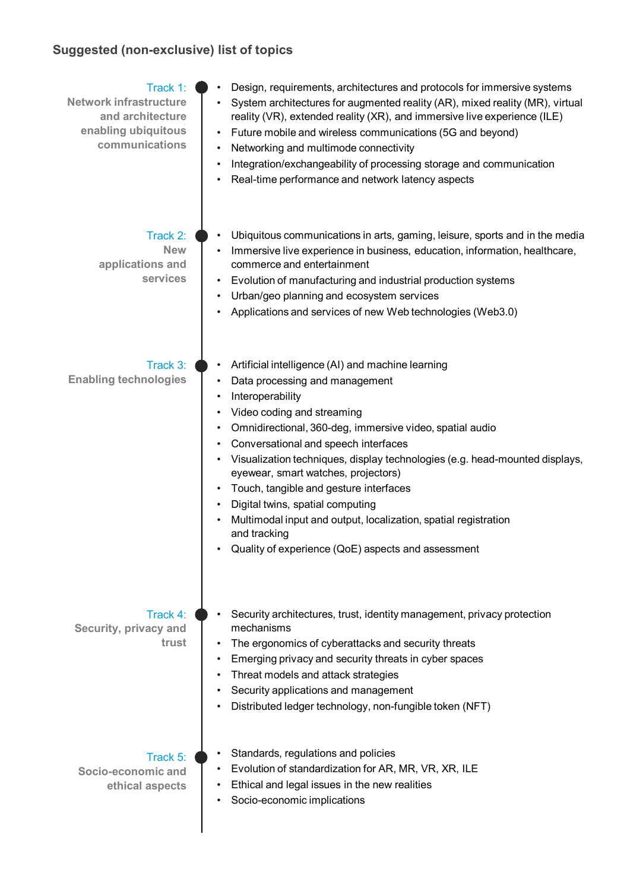## Suggested (non-exclusive) list of topics

### Track 1: Network infrastructure and architecture enabling ubiquitous communications

- Design, requirements, architectures and protocols for immersive systems
- System architectures for augmented reality (AR), mixed reality (MR), virtual reality (VR), extended reality (XR), and immersive live experience (ILE)
- Future mobile and wireless communications (5G and beyond)
- Networking and multimode connectivity
- Integration/exchangeability of processing storage and communication
- Real-time performance and network latency aspects

### Track 2: New applications and services

- Ubiquitous communications in arts, gaming, leisure, sports and in the media
- Immersive live experience in business, education, information, healthcare, commerce and entertainment
- Evolution of manufacturing and industrial production systems
- Urban/geo planning and ecosystem services
- Applications and services of new Web technologies (Web3.0)

### Track 3: Enabling technologies

- Artificial intelligence (AI) and machine learning
- Data processing and management
- Interoperability
- Video coding and streaming
- Omnidirectional, 360-deg, immersive video, spatial audio
- Conversational and speech interfaces
- Visualization techniques, display technologies (e.g. head-mounted displays, eyewear, smart watches, projectors)
- Touch, tangible and gesture interfaces
- Digital twins, spatial computing
- Multimodal input and output, localization, spatial registration and tracking
- Quality of experience (QoE) aspects and assessment

### Track 4: Security, privacy and trust

- Security architectures, trust, identity management, privacy protection mechanisms
- The ergonomics of cyberattacks and security threats
- Emerging privacy and security threats in cyber spaces
- Threat models and attack strategies
- Security applications and management
- Distributed ledger technology, non-fungible token (NFT)

### Track 5: Socio-economic and ethical aspects

- Standards, regulations and policies
- Evolution of standardization for AR, MR, VR, XR, ILE
- Ethical and legal issues in the new realities
- Socio-economic implications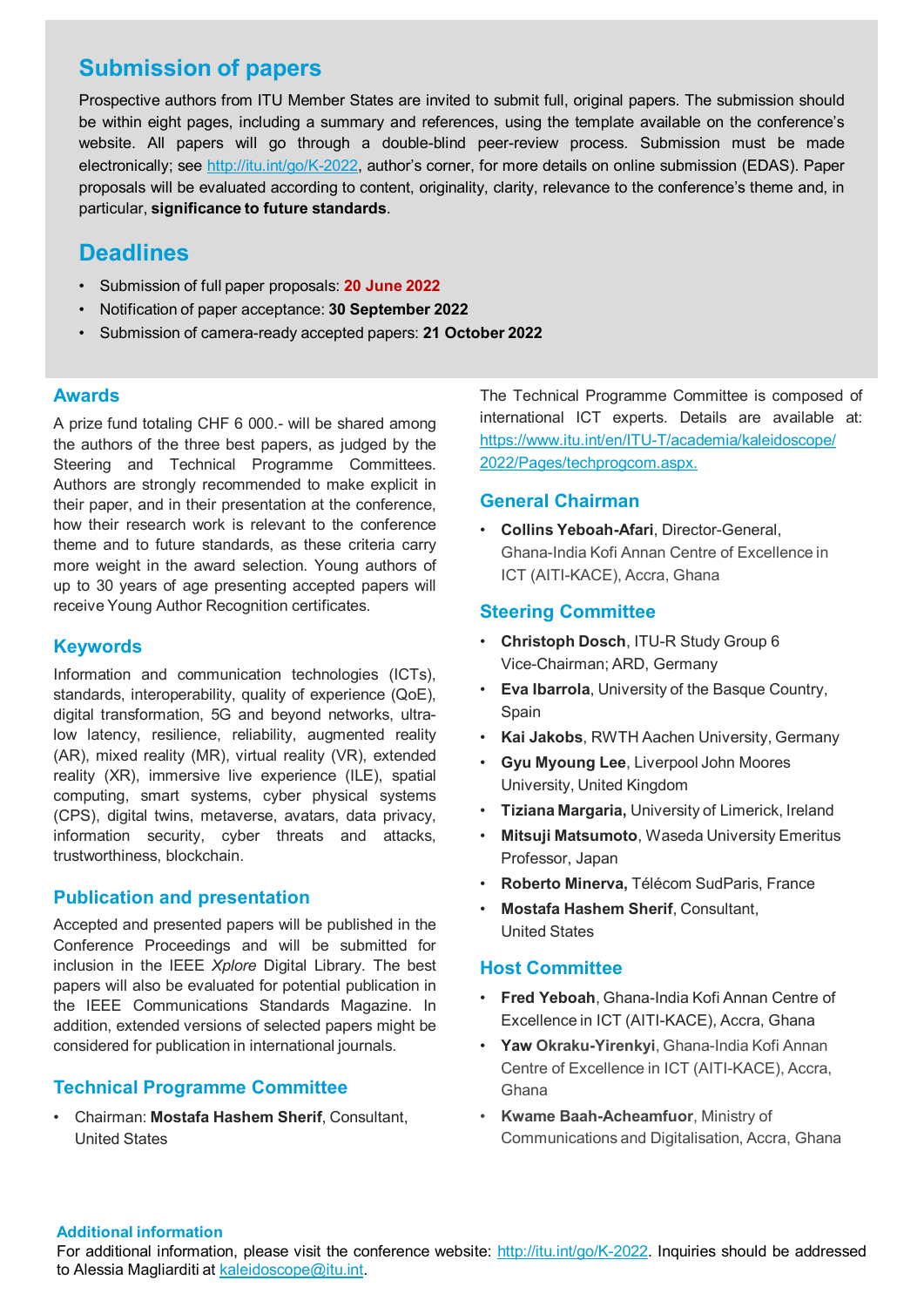## Submission of papers

Prospective authors from ITU Member States are invited to submit full, original papers. The submission should be within eight pages, including a summary and references, using the template available on the conference's website. All papers will go through a double-blind peer-review process. Submission must be made electronically; see http://itu.int/go/K-2022, author's corner, for more details on online submission (EDAS). Paper proposals will be evaluated according to content, originality, clarity, relevance to the conference's theme and, in particular, **significance to future standards**.

## Deadlines

- Submission of full paper proposals: **20 June 2022**
- Notification of paper acceptance: **30 September 2022**
- Submission of camera-ready accepted papers: **21 October 2022**

### Awards

A prize fund totaling CHF 6 000.- will be shared among the authors of the three best papers, as judged by the Steering and Technical Programme Committees. Authors are strongly recommended to make explicit in their paper, and in their presentation at the conference, how their research work is relevant to the conference theme and to future standards, as these criteria carry more weight in the award selection. Young authors of up to 30 years of age presenting accepted papers will receive Young Author Recognition certificates.

### Keywords

Information and communication technologies (ICTs), standards, interoperability, quality of experience (QoE), digital transformation, 5G and beyond networks, ultra-low latency, resilience, reliability, augmented reality (AR), mixed reality (MR), virtual reality (VR), extended reality (XR), immersive live experience (ILE), spatial computing, smart systems, cyber physical systems (CPS), digital twins, metaverse, avatars, data privacy, information security, cyber threats and attacks, trustworthiness, blockchain.

### Publication and presentation

Accepted and presented papers will be published in the Conference Proceedings and will be submitted for inclusion in the IEEE *Xplore* Digital Library. The best papers will also be evaluated for potential publication in the IEEE Communications Standards Magazine. In addition, extended versions of selected papers might be considered for publication in international journals.

### Technical Programme Committee

- Chairman: **Mostafa Hashem Sherif**, Consultant, United States

The Technical Programme Committee is composed of international ICT experts. Details are available at: https://www.itu.int/en/ITU-T/academia/kaleidoscope/2022/Pages/techprogcom.aspx.

### General Chairman

- **Collins Yeboah-Afari**, Director-General, Ghana-India Kofi Annan Centre of Excellence in ICT (AITI-KACE), Accra, Ghana

### Steering Committee

- **Christoph Dosch**, ITU-R Study Group 6 Vice-Chairman; ARD, Germany
- **Eva Ibarrola**, University of the Basque Country, Spain
- **Kai Jakobs**, RWTH Aachen University, Germany
- **Gyu Myoung Lee**, Liverpool John Moores University, United Kingdom
- **Tiziana Margaria,** University of Limerick, Ireland
- **Mitsuji Matsumoto**, Waseda University Emeritus Professor, Japan
- **Roberto Minerva,** Télécom SudParis, France
- **Mostafa Hashem Sherif**, Consultant, United States

### Host Committee

- **Fred Yeboah**, Ghana-India Kofi Annan Centre of Excellence in ICT (AITI-KACE), Accra, Ghana
- **Yaw Okraku-Yirenkyi**, Ghana-India Kofi Annan Centre of Excellence in ICT (AITI-KACE), Accra, Ghana
- **Kwame Baah-Acheamfuor**, Ministry of Communications and Digitalisation, Accra, Ghana

#### Additional information

For additional information, please visit the conference website: http://itu.int/go/K-2022. Inquiries should be addressed to Alessia Magliarditi at kaleidoscope@itu.int.